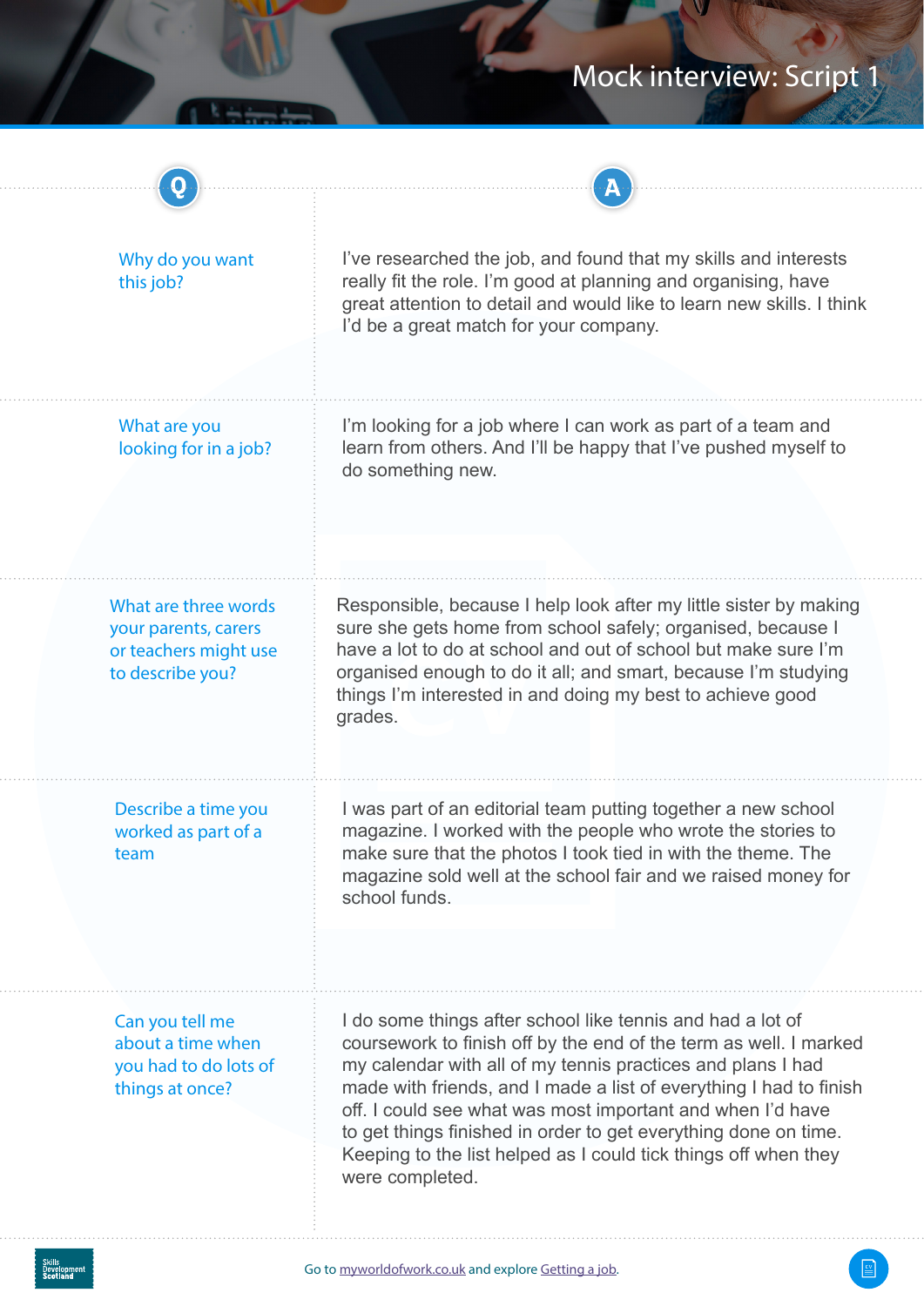# Mock interview: Script 1

| Q | A |
|---|---|
| Why do you want this job? | I've researched the job, and found that my skills and interests really fit the role. I'm good at planning and organising, have great attention to detail and would like to learn new skills. I think I'd be a great match for your company. |
| What are you looking for in a job? | I'm looking for a job where I can work as part of a team and learn from others. And I'll be happy that I've pushed myself to do something new. |
| What are three words your parents, carers or teachers might use to describe you? | Responsible, because I help look after my little sister by making sure she gets home from school safely; organised, because I have a lot to do at school and out of school but make sure I'm organised enough to do it all; and smart, because I'm studying things I'm interested in and doing my best to achieve good grades. |
| Describe a time you worked as part of a team | I was part of an editorial team putting together a new school magazine. I worked with the people who wrote the stories to make sure that the photos I took tied in with the theme. The magazine sold well at the school fair and we raised money for school funds. |
| Can you tell me about a time when you had to do lots of things at once? | I do some things after school like tennis and had a lot of coursework to finish off by the end of the term as well. I marked my calendar with all of my tennis practices and plans I had made with friends, and I made a list of everything I had to finish off. I could see what was most important and when I'd have to get things finished in order to get everything done on time. Keeping to the list helped as I could tick things off when they were completed. |

Go to myworldofwork.co.uk and explore Getting a job.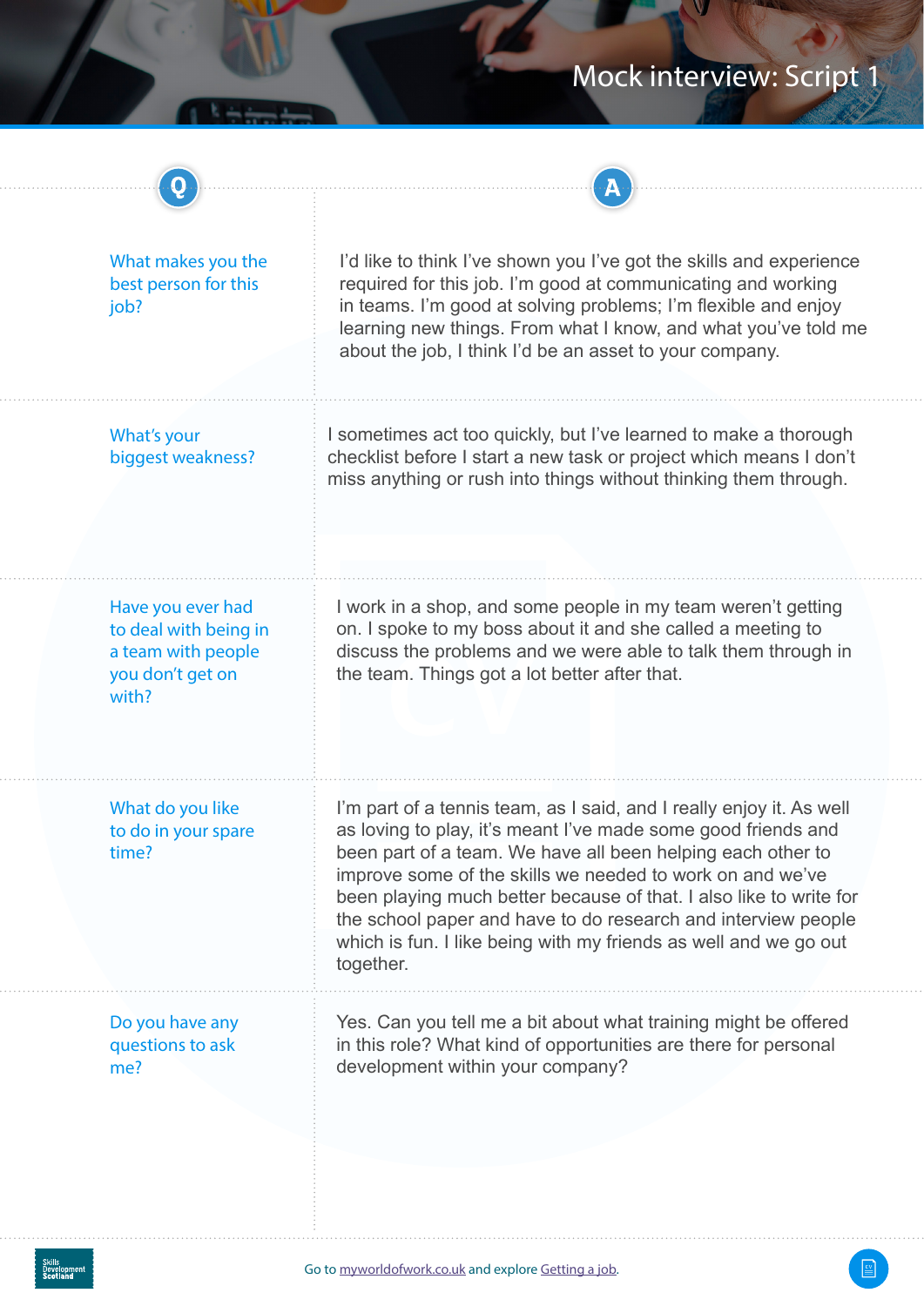# Mock interview: Script 1

| Q | A |
| --- | --- |
| What makes you the best person for this job? | I'd like to think I've shown you I've got the skills and experience required for this job. I'm good at communicating and working in teams. I'm good at solving problems; I'm flexible and enjoy learning new things. From what I know, and what you've told me about the job, I think I'd be an asset to your company. |
| What's your biggest weakness? | I sometimes act too quickly, but I've learned to make a thorough checklist before I start a new task or project which means I don't miss anything or rush into things without thinking them through. |
| Have you ever had to deal with being in a team with people you don't get on with? | I work in a shop, and some people in my team weren't getting on. I spoke to my boss about it and she called a meeting to discuss the problems and we were able to talk them through in the team. Things got a lot better after that. |
| What do you like to do in your spare time? | I'm part of a tennis team, as I said, and I really enjoy it. As well as loving to play, it's meant I've made some good friends and been part of a team. We have all been helping each other to improve some of the skills we needed to work on and we've been playing much better because of that. I also like to write for the school paper and have to do research and interview people which is fun. I like being with my friends as well and we go out together. |
| Do you have any questions to ask me? | Yes. Can you tell me a bit about what training might be offered in this role? What kind of opportunities are there for personal development within your company? |

Go to myworldofwork.co.uk and explore Getting a job.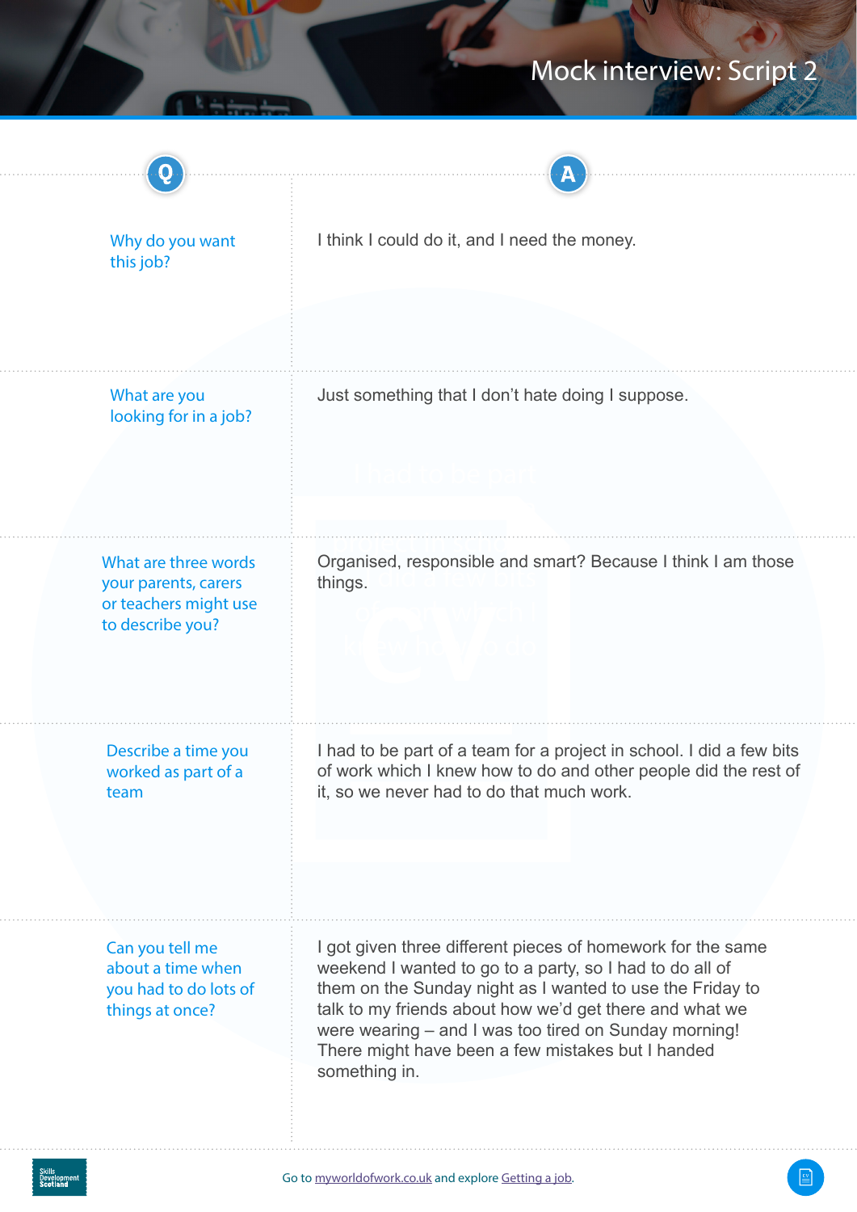# Mock interview: Script 2

| Q | A |
| --- | --- |
| Why do you want this job? | I think I could do it, and I need the money. |
| What are you looking for in a job? | Just something that I don't hate doing I suppose. |
| What are three words your parents, carers or teachers might use to describe you? | Organised, responsible and smart? Because I think I am those things. |
| Describe a time you worked as part of a team | I had to be part of a team for a project in school. I did a few bits of work which I knew how to do and other people did the rest of it, so we never had to do that much work. |
| Can you tell me about a time when you had to do lots of things at once? | I got given three different pieces of homework for the same weekend I wanted to go to a party, so I had to do all of them on the Sunday night as I wanted to use the Friday to talk to my friends about how we'd get there and what we were wearing – and I was too tired on Sunday morning! There might have been a few mistakes but I handed something in. |

Go to myworldofwork.co.uk and explore Getting a job.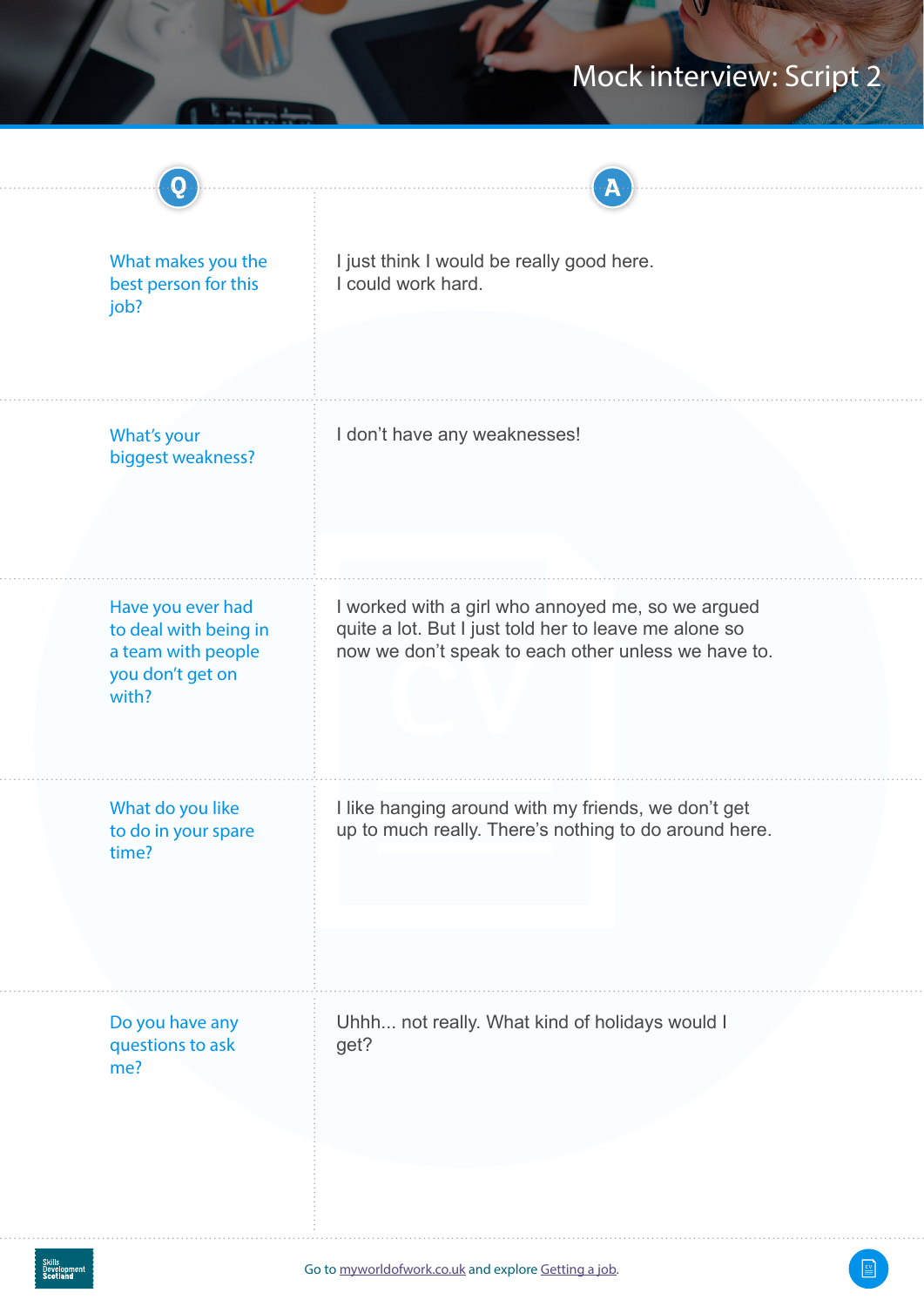# Mock interview: Script 2

| Q | A |
|---|---|
| What makes you the best person for this job? | I just think I would be really good here. I could work hard. |
| What's your biggest weakness? | I don't have any weaknesses! |
| Have you ever had to deal with being in a team with people you don't get on with? | I worked with a girl who annoyed me, so we argued quite a lot. But I just told her to leave me alone so now we don't speak to each other unless we have to. |
| What do you like to do in your spare time? | I like hanging around with my friends, we don't get up to much really. There's nothing to do around here. |
| Do you have any questions to ask me? | Uhhh... not really. What kind of holidays would I get? |

Go to myworldofwork.co.uk and explore Getting a job.